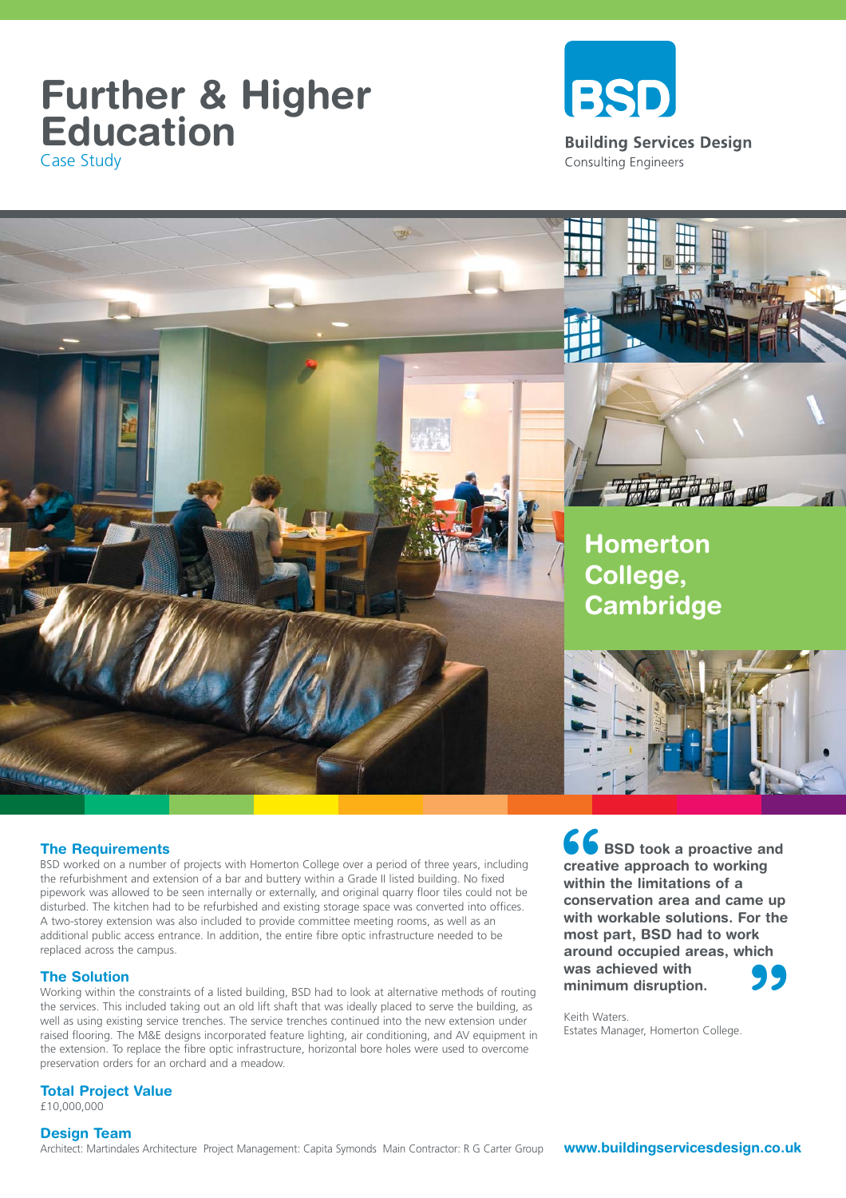# Further & Higher Education

Case Study

**BSD**

**Building Services Design**
Consulting Engineers

## Homerton College, Cambridge

### The Requirements

BSD worked on a number of projects with Homerton College over a period of three years, including the refurbishment and extension of a bar and buttery within a Grade II listed building. No fixed pipework was allowed to be seen internally or externally, and original quarry floor tiles could not be disturbed. The kitchen had to be refurbished and existing storage space was converted into offices. A two-storey extension was also included to provide committee meeting rooms, as well as an additional public access entrance. In addition, the entire fibre optic infrastructure needed to be replaced across the campus.

### The Solution

Working within the constraints of a listed building, BSD had to look at alternative methods of routing the services. This included taking out an old lift shaft that was ideally placed to serve the building, as well as using existing service trenches. The service trenches continued into the new extension under raised flooring. The M&E designs incorporated feature lighting, air conditioning, and AV equipment in the extension. To replace the fibre optic infrastructure, horizontal bore holes were used to overcome preservation orders for an orchard and a meadow.

### Total Project Value

£10,000,000

### Design Team

Architect: Martindales Architecture Project Management: Capita Symonds Main Contractor: R G Carter Group

> **"BSD took a proactive and creative approach to working within the limitations of a conservation area and came up with workable solutions. For the most part, BSD had to work around occupied areas, which was achieved with minimum disruption."**

Keith Waters.
Estates Manager, Homerton College.

**www.buildingservicesdesign.co.uk**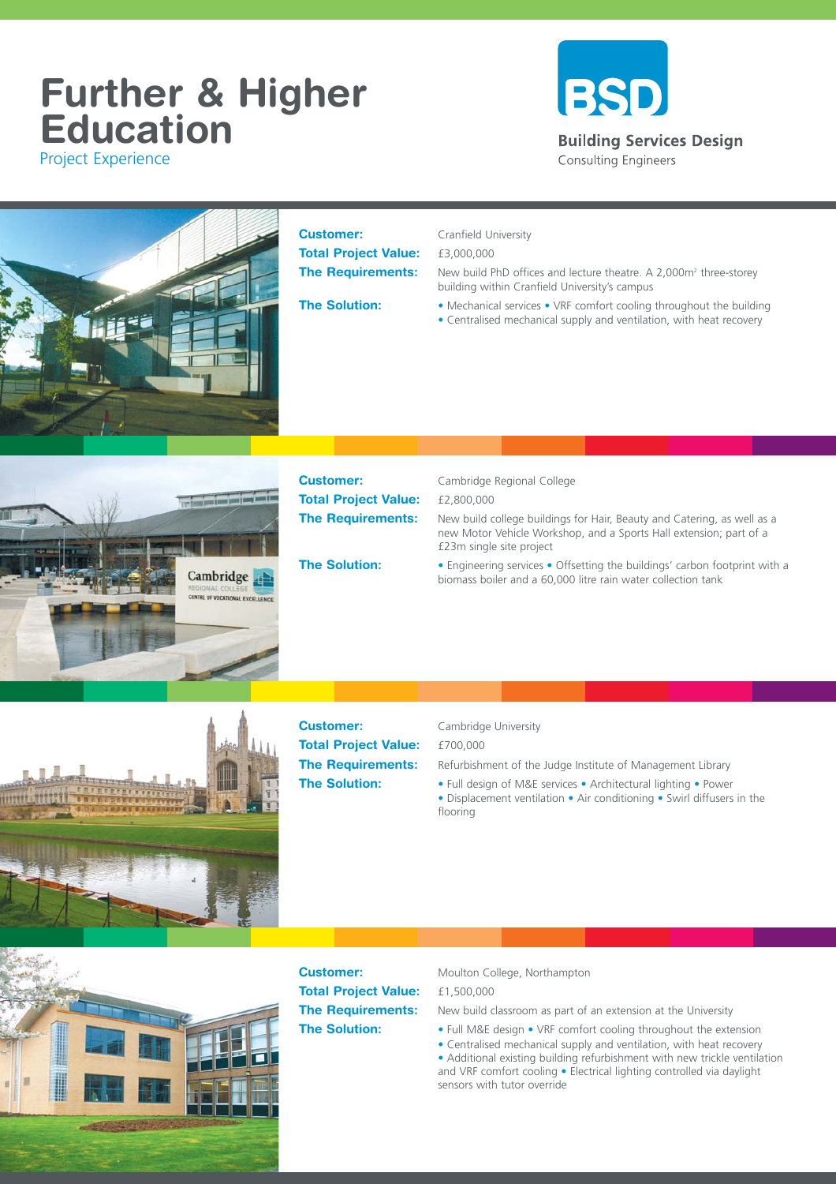# Further & Higher Education

Project Experience

**BSD**

**Building Services Design**

Consulting Engineers

**Customer:** Cranfield University

**Total Project Value:** £3,000,000

**The Requirements:** New build PhD offices and lecture theatre. A 2,000m² three-storey building within Cranfield University's campus

**The Solution:**

- Mechanical services • VRF comfort cooling throughout the building
- Centralised mechanical supply and ventilation, with heat recovery

**Customer:** Cambridge Regional College

**Total Project Value:** £2,800,000

**The Requirements:** New build college buildings for Hair, Beauty and Catering, as well as a new Motor Vehicle Workshop, and a Sports Hall extension; part of a £23m single site project

**The Solution:**

- Engineering services • Offsetting the buildings' carbon footprint with a biomass boiler and a 60,000 litre rain water collection tank

**Customer:** Cambridge University

**Total Project Value:** £700,000

**The Requirements:** Refurbishment of the Judge Institute of Management Library

**The Solution:**

- Full design of M&E services • Architectural lighting • Power
- Displacement ventilation • Air conditioning • Swirl diffusers in the flooring

**Customer:** Moulton College, Northampton

**Total Project Value:** £1,500,000

**The Requirements:** New build classroom as part of an extension at the University

**The Solution:**

- Full M&E design • VRF comfort cooling throughout the extension
- Centralised mechanical supply and ventilation, with heat recovery
- Additional existing building refurbishment with new trickle ventilation and VRF comfort cooling • Electrical lighting controlled via daylight sensors with tutor override